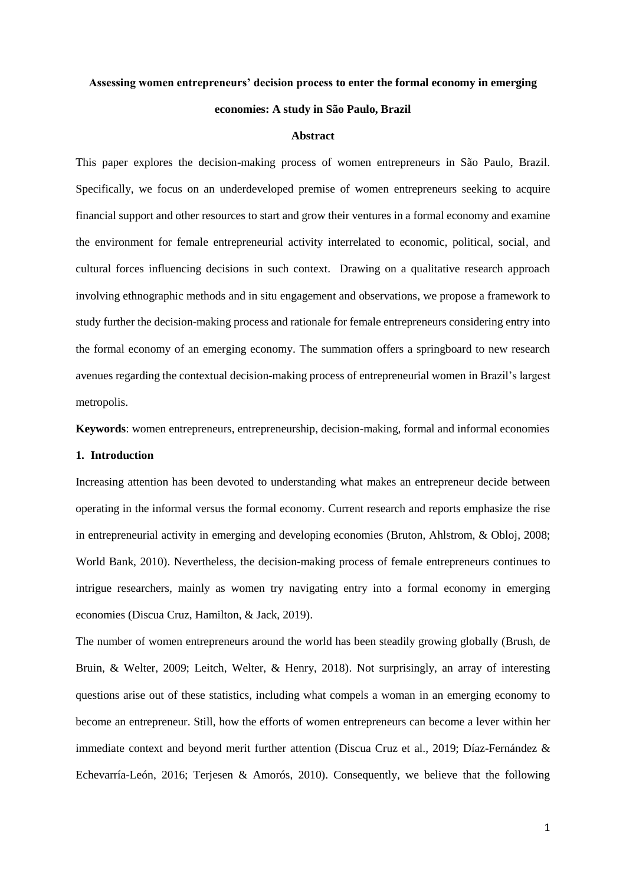**Assessing women entrepreneurs' decision process to enter the formal economy in emerging economies: A study in São Paulo, Brazil**

**Abstract**

This paper explores the decision-making process of women entrepreneurs in São Paulo, Brazil. Specifically, we focus on an underdeveloped premise of women entrepreneurs seeking to acquire financial support and other resources to start and grow their ventures in a formal economy and examine the environment for female entrepreneurial activity interrelated to economic, political, social, and cultural forces influencing decisions in such context. Drawing on a qualitative research approach involving ethnographic methods and in situ engagement and observations, we propose a framework to study further the decision-making process and rationale for female entrepreneurs considering entry into the formal economy of an emerging economy. The summation offers a springboard to new research avenues regarding the contextual decision-making process of entrepreneurial women in Brazil's largest metropolis.

**Keywords**: women entrepreneurs, entrepreneurship, decision-making, formal and informal economies

## 1. Introduction

Increasing attention has been devoted to understanding what makes an entrepreneur decide between operating in the informal versus the formal economy. Current research and reports emphasize the rise in entrepreneurial activity in emerging and developing economies (Bruton, Ahlstrom, & Obloj, 2008; World Bank, 2010). Nevertheless, the decision-making process of female entrepreneurs continues to intrigue researchers, mainly as women try navigating entry into a formal economy in emerging economies (Discua Cruz, Hamilton, & Jack, 2019).

The number of women entrepreneurs around the world has been steadily growing globally (Brush, de Bruin, & Welter, 2009; Leitch, Welter, & Henry, 2018). Not surprisingly, an array of interesting questions arise out of these statistics, including what compels a woman in an emerging economy to become an entrepreneur. Still, how the efforts of women entrepreneurs can become a lever within her immediate context and beyond merit further attention (Discua Cruz et al., 2019; Díaz-Fernández & Echevarría-León, 2016; Terjesen & Amorós, 2010). Consequently, we believe that the following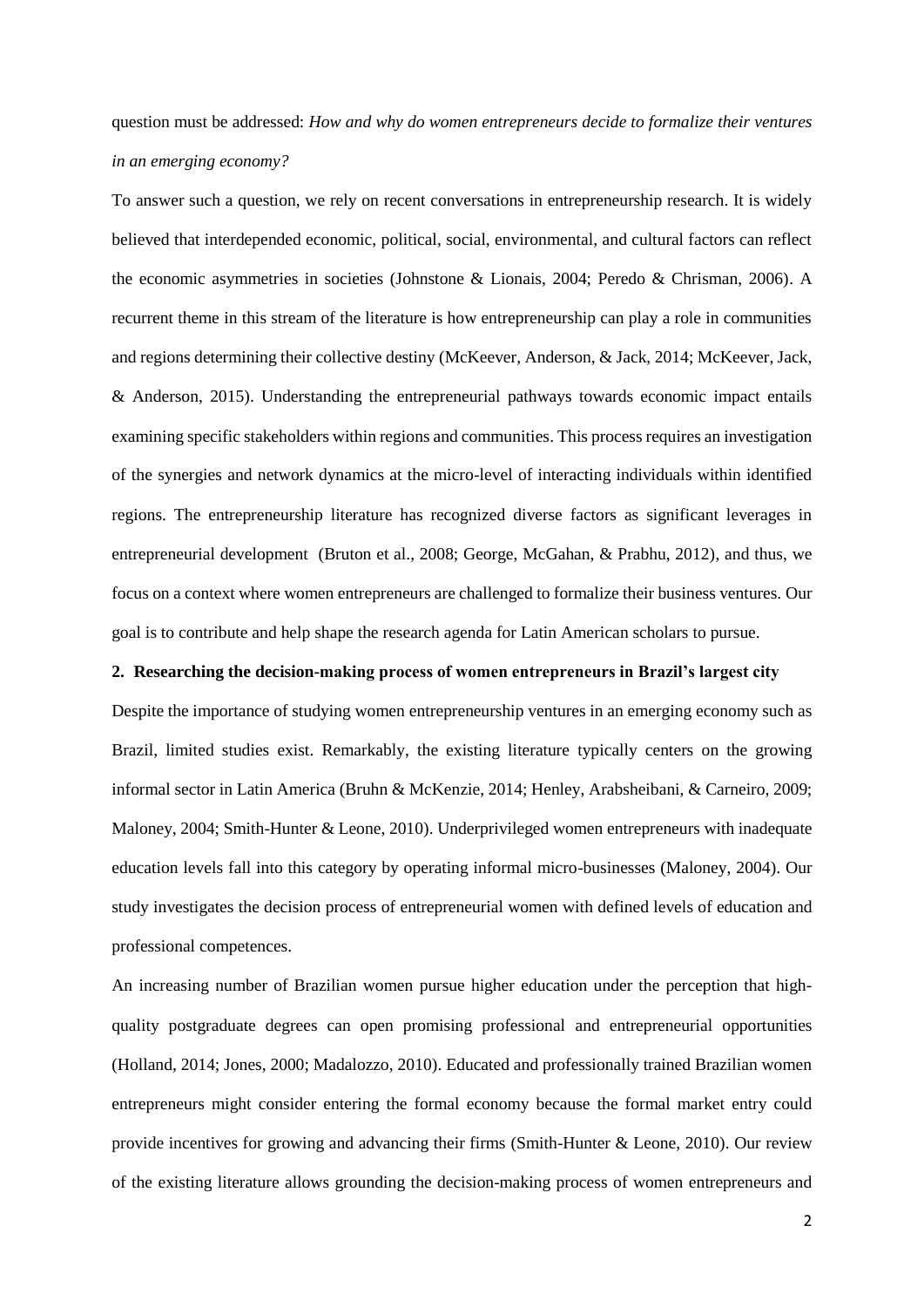question must be addressed: *How and why do women entrepreneurs decide to formalize their ventures in an emerging economy?*

To answer such a question, we rely on recent conversations in entrepreneurship research. It is widely believed that interdepended economic, political, social, environmental, and cultural factors can reflect the economic asymmetries in societies (Johnstone & Lionais, 2004; Peredo & Chrisman, 2006). A recurrent theme in this stream of the literature is how entrepreneurship can play a role in communities and regions determining their collective destiny (McKeever, Anderson, & Jack, 2014; McKeever, Jack, & Anderson, 2015). Understanding the entrepreneurial pathways towards economic impact entails examining specific stakeholders within regions and communities. This process requires an investigation of the synergies and network dynamics at the micro-level of interacting individuals within identified regions. The entrepreneurship literature has recognized diverse factors as significant leverages in entrepreneurial development (Bruton et al., 2008; George, McGahan, & Prabhu, 2012), and thus, we focus on a context where women entrepreneurs are challenged to formalize their business ventures. Our goal is to contribute and help shape the research agenda for Latin American scholars to pursue.

## 2. Researching the decision-making process of women entrepreneurs in Brazil's largest city

Despite the importance of studying women entrepreneurship ventures in an emerging economy such as Brazil, limited studies exist. Remarkably, the existing literature typically centers on the growing informal sector in Latin America (Bruhn & McKenzie, 2014; Henley, Arabsheibani, & Carneiro, 2009; Maloney, 2004; Smith-Hunter & Leone, 2010). Underprivileged women entrepreneurs with inadequate education levels fall into this category by operating informal micro-businesses (Maloney, 2004). Our study investigates the decision process of entrepreneurial women with defined levels of education and professional competences.

An increasing number of Brazilian women pursue higher education under the perception that high-quality postgraduate degrees can open promising professional and entrepreneurial opportunities (Holland, 2014; Jones, 2000; Madalozzo, 2010). Educated and professionally trained Brazilian women entrepreneurs might consider entering the formal economy because the formal market entry could provide incentives for growing and advancing their firms (Smith-Hunter & Leone, 2010). Our review of the existing literature allows grounding the decision-making process of women entrepreneurs and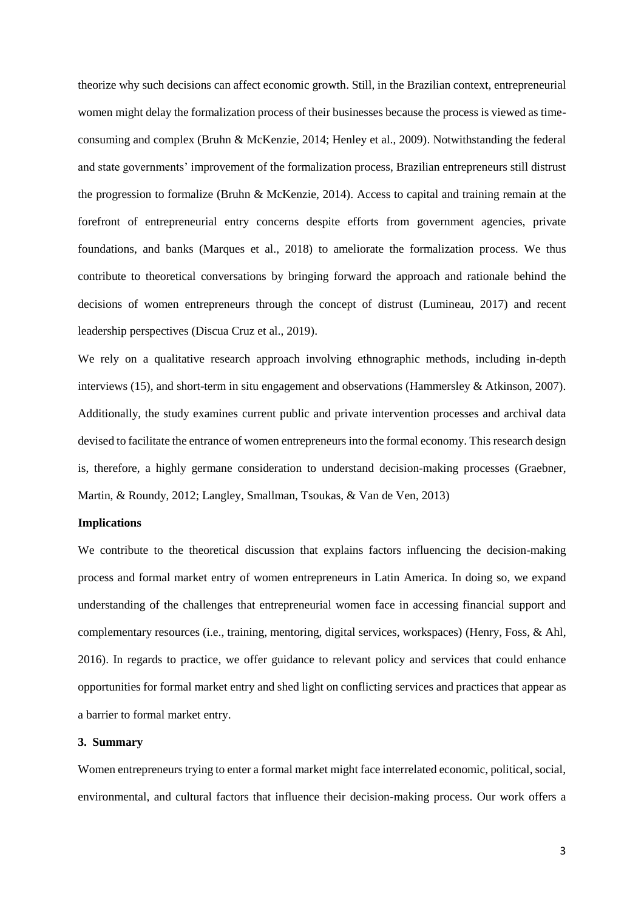theorize why such decisions can affect economic growth. Still, in the Brazilian context, entrepreneurial women might delay the formalization process of their businesses because the process is viewed as time-consuming and complex (Bruhn & McKenzie, 2014; Henley et al., 2009). Notwithstanding the federal and state governments' improvement of the formalization process, Brazilian entrepreneurs still distrust the progression to formalize (Bruhn & McKenzie, 2014). Access to capital and training remain at the forefront of entrepreneurial entry concerns despite efforts from government agencies, private foundations, and banks (Marques et al., 2018) to ameliorate the formalization process. We thus contribute to theoretical conversations by bringing forward the approach and rationale behind the decisions of women entrepreneurs through the concept of distrust (Lumineau, 2017) and recent leadership perspectives (Discua Cruz et al., 2019).

We rely on a qualitative research approach involving ethnographic methods, including in-depth interviews (15), and short-term in situ engagement and observations (Hammersley & Atkinson, 2007). Additionally, the study examines current public and private intervention processes and archival data devised to facilitate the entrance of women entrepreneurs into the formal economy. This research design is, therefore, a highly germane consideration to understand decision-making processes (Graebner, Martin, & Roundy, 2012; Langley, Smallman, Tsoukas, & Van de Ven, 2013)

**Implications**

We contribute to the theoretical discussion that explains factors influencing the decision-making process and formal market entry of women entrepreneurs in Latin America. In doing so, we expand understanding of the challenges that entrepreneurial women face in accessing financial support and complementary resources (i.e., training, mentoring, digital services, workspaces) (Henry, Foss, & Ahl, 2016). In regards to practice, we offer guidance to relevant policy and services that could enhance opportunities for formal market entry and shed light on conflicting services and practices that appear as a barrier to formal market entry.

## 3. Summary

Women entrepreneurs trying to enter a formal market might face interrelated economic, political, social, environmental, and cultural factors that influence their decision-making process. Our work offers a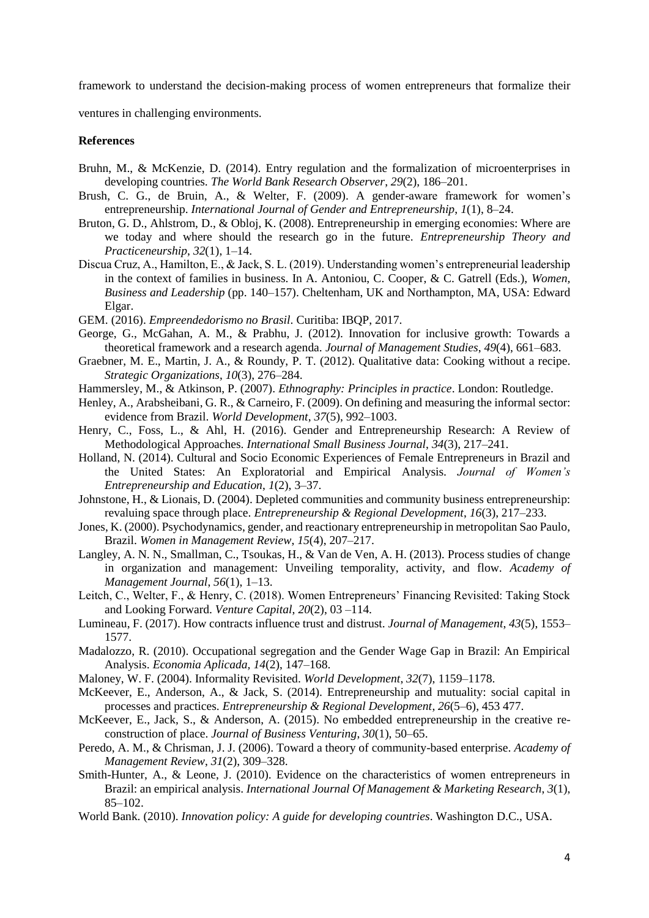framework to understand the decision-making process of women entrepreneurs that formalize their ventures in challenging environments.

**References**

Bruhn, M., & McKenzie, D. (2014). Entry regulation and the formalization of microenterprises in developing countries. *The World Bank Research Observer*, *29*(2), 186–201.

Brush, C. G., de Bruin, A., & Welter, F. (2009). A gender-aware framework for women's entrepreneurship. *International Journal of Gender and Entrepreneurship*, *1*(1), 8–24.

Bruton, G. D., Ahlstrom, D., & Obloj, K. (2008). Entrepreneurship in emerging economies: Where are we today and where should the research go in the future. *Entrepreneurship Theory and Practiceneurship*, *32*(1), 1–14.

Discua Cruz, A., Hamilton, E., & Jack, S. L. (2019). Understanding women's entrepreneurial leadership in the context of families in business. In A. Antoniou, C. Cooper, & C. Gatrell (Eds.), *Women, Business and Leadership* (pp. 140–157). Cheltenham, UK and Northampton, MA, USA: Edward Elgar.

GEM. (2016). *Empreendedorismo no Brasil*. Curitiba: IBQP, 2017.

George, G., McGahan, A. M., & Prabhu, J. (2012). Innovation for inclusive growth: Towards a theoretical framework and a research agenda. *Journal of Management Studies*, *49*(4), 661–683.

Graebner, M. E., Martin, J. A., & Roundy, P. T. (2012). Qualitative data: Cooking without a recipe. *Strategic Organizations*, *10*(3), 276–284.

Hammersley, M., & Atkinson, P. (2007). *Ethnography: Principles in practice*. London: Routledge.

Henley, A., Arabsheibani, G. R., & Carneiro, F. (2009). On defining and measuring the informal sector: evidence from Brazil. *World Development*, *37*(5), 992–1003.

Henry, C., Foss, L., & Ahl, H. (2016). Gender and Entrepreneurship Research: A Review of Methodological Approaches. *International Small Business Journal*, *34*(3), 217–241.

Holland, N. (2014). Cultural and Socio Economic Experiences of Female Entrepreneurs in Brazil and the United States: An Exploratorial and Empirical Analysis. *Journal of Women's Entrepreneurship and Education*, *1*(2), 3–37.

Johnstone, H., & Lionais, D. (2004). Depleted communities and community business entrepreneurship: revaluing space through place. *Entrepreneurship & Regional Development*, *16*(3), 217–233.

Jones, K. (2000). Psychodynamics, gender, and reactionary entrepreneurship in metropolitan Sao Paulo, Brazil. *Women in Management Review*, *15*(4), 207–217.

Langley, A. N. N., Smallman, C., Tsoukas, H., & Van de Ven, A. H. (2013). Process studies of change in organization and management: Unveiling temporality, activity, and flow. *Academy of Management Journal*, *56*(1), 1–13.

Leitch, C., Welter, F., & Henry, C. (2018). Women Entrepreneurs' Financing Revisited: Taking Stock and Looking Forward. *Venture Capital*, *20*(2), 03 –114.

Lumineau, F. (2017). How contracts influence trust and distrust. *Journal of Management*, *43*(5), 1553–1577.

Madalozzo, R. (2010). Occupational segregation and the Gender Wage Gap in Brazil: An Empirical Analysis. *Economia Aplicada*, *14*(2), 147–168.

Maloney, W. F. (2004). Informality Revisited. *World Development*, *32*(7), 1159–1178.

McKeever, E., Anderson, A., & Jack, S. (2014). Entrepreneurship and mutuality: social capital in processes and practices. *Entrepreneurship & Regional Development*, *26*(5–6), 453 477.

McKeever, E., Jack, S., & Anderson, A. (2015). No embedded entrepreneurship in the creative re-construction of place. *Journal of Business Venturing*, *30*(1), 50–65.

Peredo, A. M., & Chrisman, J. J. (2006). Toward a theory of community-based enterprise. *Academy of Management Review*, *31*(2), 309–328.

Smith-Hunter, A., & Leone, J. (2010). Evidence on the characteristics of women entrepreneurs in Brazil: an empirical analysis. *International Journal Of Management & Marketing Research*, *3*(1), 85–102.

World Bank. (2010). *Innovation policy: A guide for developing countries*. Washington D.C., USA.